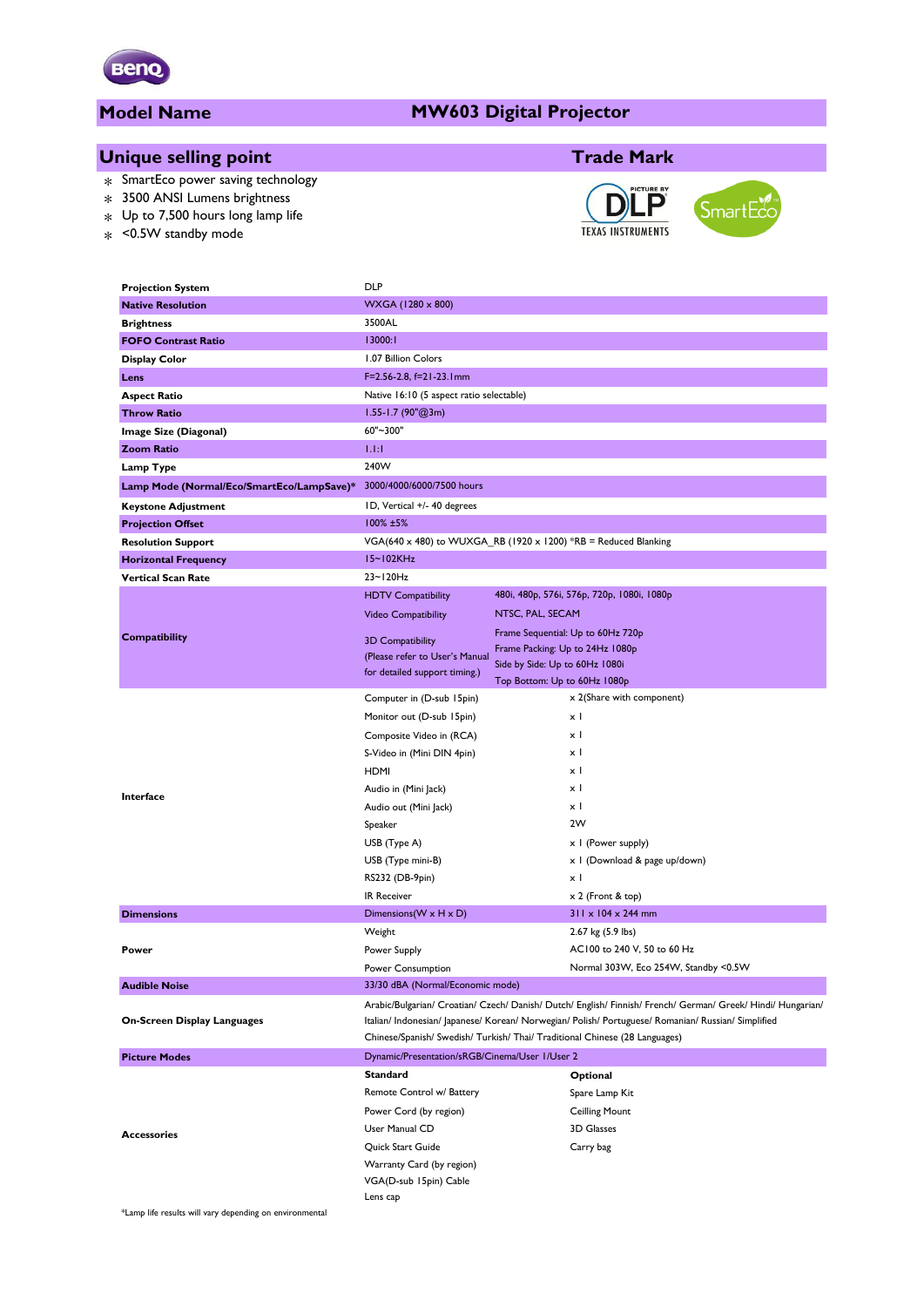## Model Name — MW603 Digital Projector

## Unique selling point

- SmartEco power saving technology
- 3500 ANSI Lumens brightness
- Up to 7,500 hours long lamp life
- <0.5W standby mode

## Trade Mark

| | | |
|---|---|---|
| **Projection System** | DLP | |
| **Native Resolution** | WXGA (1280 x 800) | |
| **Brightness** | 3500AL | |
| **FOFO Contrast Ratio** | 13000:1 | |
| **Display Color** | 1.07 Billion Colors | |
| **Lens** | F=2.56-2.8, f=21-23.1mm | |
| **Aspect Ratio** | Native 16:10 (5 aspect ratio selectable) | |
| **Throw Ratio** | 1.55-1.7 (90"@3m) | |
| **Image Size (Diagonal)** | 60"~300" | |
| **Zoom Ratio** | 1.1:1 | |
| **Lamp Type** | 240W | |
| **Lamp Mode (Normal/Eco/SmartEco/LampSave)*** | 3000/4000/6000/7500 hours | |
| **Keystone Adjustment** | 1D, Vertical +/- 40 degrees | |
| **Projection Offset** | 100% ±5% | |
| **Resolution Support** | VGA(640 x 480) to WUXGA_RB (1920 x 1200) *RB = Reduced Blanking | |
| **Horizontal Frequency** | 15~102KHz | |
| **Vertical Scan Rate** | 23~120Hz | |
| **Compatibility** | HDTV Compatibility | 480i, 480p, 576i, 576p, 720p, 1080i, 1080p |
| | Video Compatibility | NTSC, PAL, SECAM |
| | 3D Compatibility (Please refer to User's Manual for detailed support timing.) | Frame Sequential: Up to 60Hz 720p<br>Frame Packing: Up to 24Hz 1080p<br>Side by Side: Up to 60Hz 1080i<br>Top Bottom: Up to 60Hz 1080p |
| **Interface** | Computer in (D-sub 15pin) | x 2(Share with component) |
| | Monitor out (D-sub 15pin) | x 1 |
| | Composite Video in (RCA) | x 1 |
| | S-Video in (Mini DIN 4pin) | x 1 |
| | HDMI | x 1 |
| | Audio in (Mini Jack) | x 1 |
| | Audio out (Mini Jack) | x 1 |
| | Speaker | 2W |
| | USB (Type A) | x 1 (Power supply) |
| | USB (Type mini-B) | x 1 (Download & page up/down) |
| | RS232 (DB-9pin) | x 1 |
| | IR Receiver | x 2 (Front & top) |
| **Dimensions** | Dimensions(W x H x D) | 311 x 104 x 244 mm |
| | Weight | 2.67 kg (5.9 lbs) |
| **Power** | Power Supply | AC100 to 240 V, 50 to 60 Hz |
| | Power Consumption | Normal 303W, Eco 254W, Standby <0.5W |
| **Audible Noise** | 33/30 dBA (Normal/Economic mode) | |
| **On-Screen Display Languages** | Arabic/Bulgarian/ Croatian/ Czech/ Danish/ Dutch/ English/ Finnish/ French/ German/ Greek/ Hindi/ Hungarian/ Italian/ Indonesian/ Japanese/ Korean/ Norwegian/ Polish/ Portuguese/ Romanian/ Russian/ Simplified Chinese/Spanish/ Swedish/ Turkish/ Thai/ Traditional Chinese (28 Languages) | |
| **Picture Modes** | Dynamic/Presentation/sRGB/Cinema/User 1/User 2 | |
| **Accessories** | **Standard** | **Optional** |
| | Remote Control w/ Battery | Spare Lamp Kit |
| | Power Cord (by region) | Ceilling Mount |
| | User Manual CD | 3D Glasses |
| | Quick Start Guide | Carry bag |
| | Warranty Card (by region) | |
| | VGA(D-sub 15pin) Cable | |
| | Lens cap | |

*Lamp life results will vary depending on environmental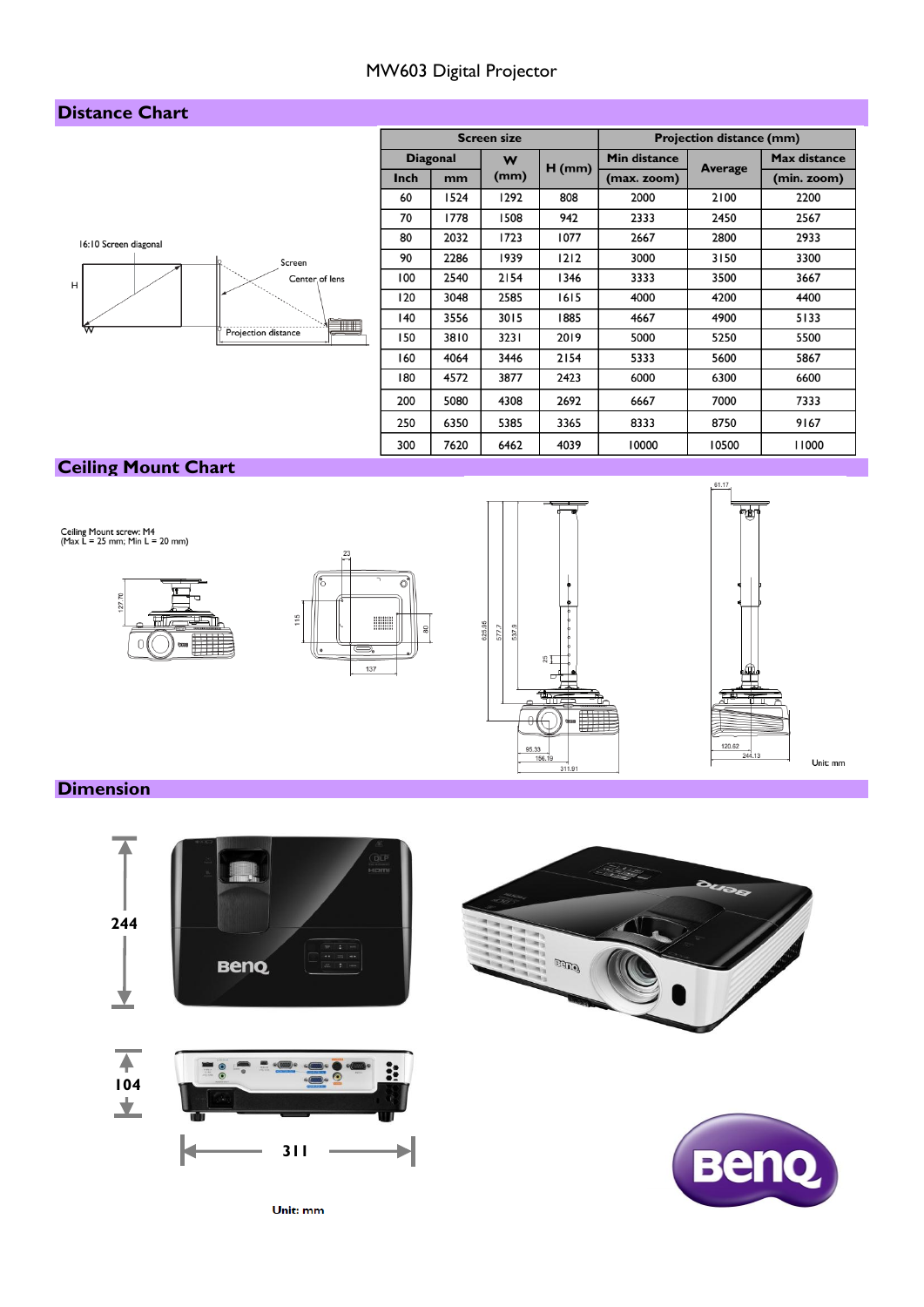MW603 Digital Projector

## Distance Chart

16:10 Screen diagonal

H

W

Screen

Center of lens

Projection distance

| Screen size | | | | Projection distance (mm) | | |
|---|---|---|---|---|---|---|
| Diagonal | | W (mm) | H (mm) | Min distance | Average | Max distance |
| Inch | mm | | | (max. zoom) | | (min. zoom) |
| 60 | 1524 | 1292 | 808 | 2000 | 2100 | 2200 |
| 70 | 1778 | 1508 | 942 | 2333 | 2450 | 2567 |
| 80 | 2032 | 1723 | 1077 | 2667 | 2800 | 2933 |
| 90 | 2286 | 1939 | 1212 | 3000 | 3150 | 3300 |
| 100 | 2540 | 2154 | 1346 | 3333 | 3500 | 3667 |
| 120 | 3048 | 2585 | 1615 | 4000 | 4200 | 4400 |
| 140 | 3556 | 3015 | 1885 | 4667 | 4900 | 5133 |
| 150 | 3810 | 3231 | 2019 | 5000 | 5250 | 5500 |
| 160 | 4064 | 3446 | 2154 | 5333 | 5600 | 5867 |
| 180 | 4572 | 3877 | 2423 | 6000 | 6300 | 6600 |
| 200 | 5080 | 4308 | 2692 | 6667 | 7000 | 7333 |
| 250 | 6350 | 5385 | 3365 | 8333 | 8750 | 9167 |
| 300 | 7620 | 6462 | 4039 | 10000 | 10500 | 11000 |

## Ceiling Mount Chart

Ceiling Mount screw: M4
(Max L = 25 mm; Min L = 20 mm)

127.70

23

115

80

137

625.86

577.7

537.9

25

95.33

156.19

311.91

61.17

120.62

244.13

Unit: mm

## Dimension

244

104

311

Unit: mm